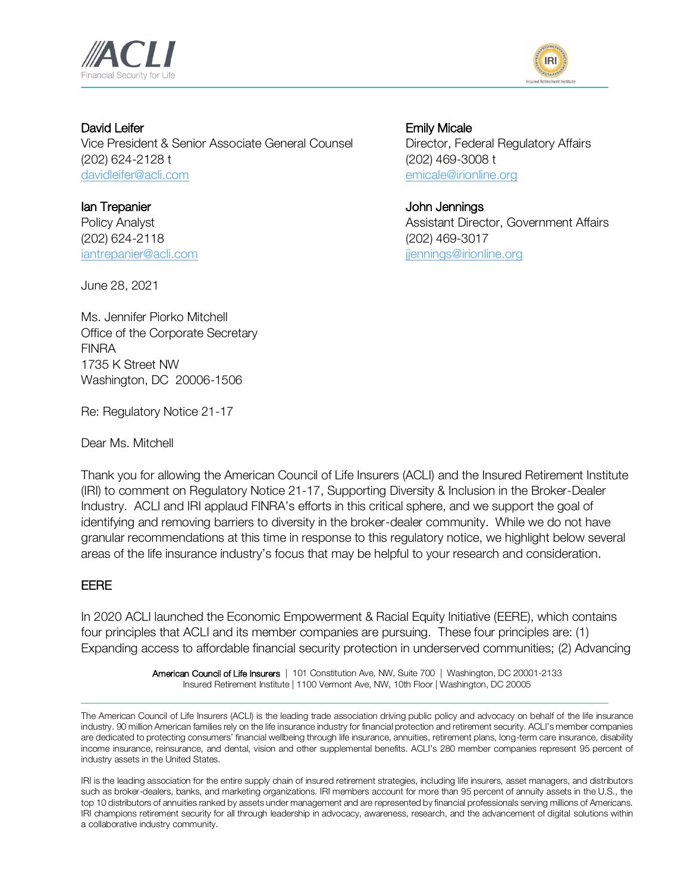**David Leifer**
Vice President & Senior Associate General Counsel
(202) 624-2128 t
davidleifer@acli.com

**Emily Micale**
Director, Federal Regulatory Affairs
(202) 469-3008 t
emicale@irionline.org

**Ian Trepanier**
Policy Analyst
(202) 624-2118
iantrepanier@acli.com

**John Jennings**
Assistant Director, Government Affairs
(202) 469-3017
jjennings@irionline.org

June 28, 2021

Ms. Jennifer Piorko Mitchell
Office of the Corporate Secretary
FINRA
1735 K Street NW
Washington, DC 20006-1506

Re: Regulatory Notice 21-17

Dear Ms. Mitchell

Thank you for allowing the American Council of Life Insurers (ACLI) and the Insured Retirement Institute (IRI) to comment on Regulatory Notice 21-17, Supporting Diversity & Inclusion in the Broker-Dealer Industry. ACLI and IRI applaud FINRA's efforts in this critical sphere, and we support the goal of identifying and removing barriers to diversity in the broker-dealer community. While we do not have granular recommendations at this time in response to this regulatory notice, we highlight below several areas of the life insurance industry's focus that may be helpful to your research and consideration.

## EERE

In 2020 ACLI launched the Economic Empowerment & Racial Equity Initiative (EERE), which contains four principles that ACLI and its member companies are pursuing. These four principles are: (1) Expanding access to affordable financial security protection in underserved communities; (2) Advancing

American Council of Life Insurers | 101 Constitution Ave, NW, Suite 700 | Washington, DC 20001-2133
Insured Retirement Institute | 1100 Vermont Ave, NW, 10th Floor | Washington, DC 20005

The American Council of Life Insurers (ACLI) is the leading trade association driving public policy and advocacy on behalf of the life insurance industry. 90 million American families rely on the life insurance industry for financial protection and retirement security. ACLI's member companies are dedicated to protecting consumers' financial wellbeing through life insurance, annuities, retirement plans, long-term care insurance, disability income insurance, reinsurance, and dental, vision and other supplemental benefits. ACLI's 280 member companies represent 95 percent of industry assets in the United States.

IRI is the leading association for the entire supply chain of insured retirement strategies, including life insurers, asset managers, and distributors such as broker-dealers, banks, and marketing organizations. IRI members account for more than 95 percent of annuity assets in the U.S., the top 10 distributors of annuities ranked by assets under management and are represented by financial professionals serving millions of Americans. IRI champions retirement security for all through leadership in advocacy, awareness, research, and the advancement of digital solutions within a collaborative industry community.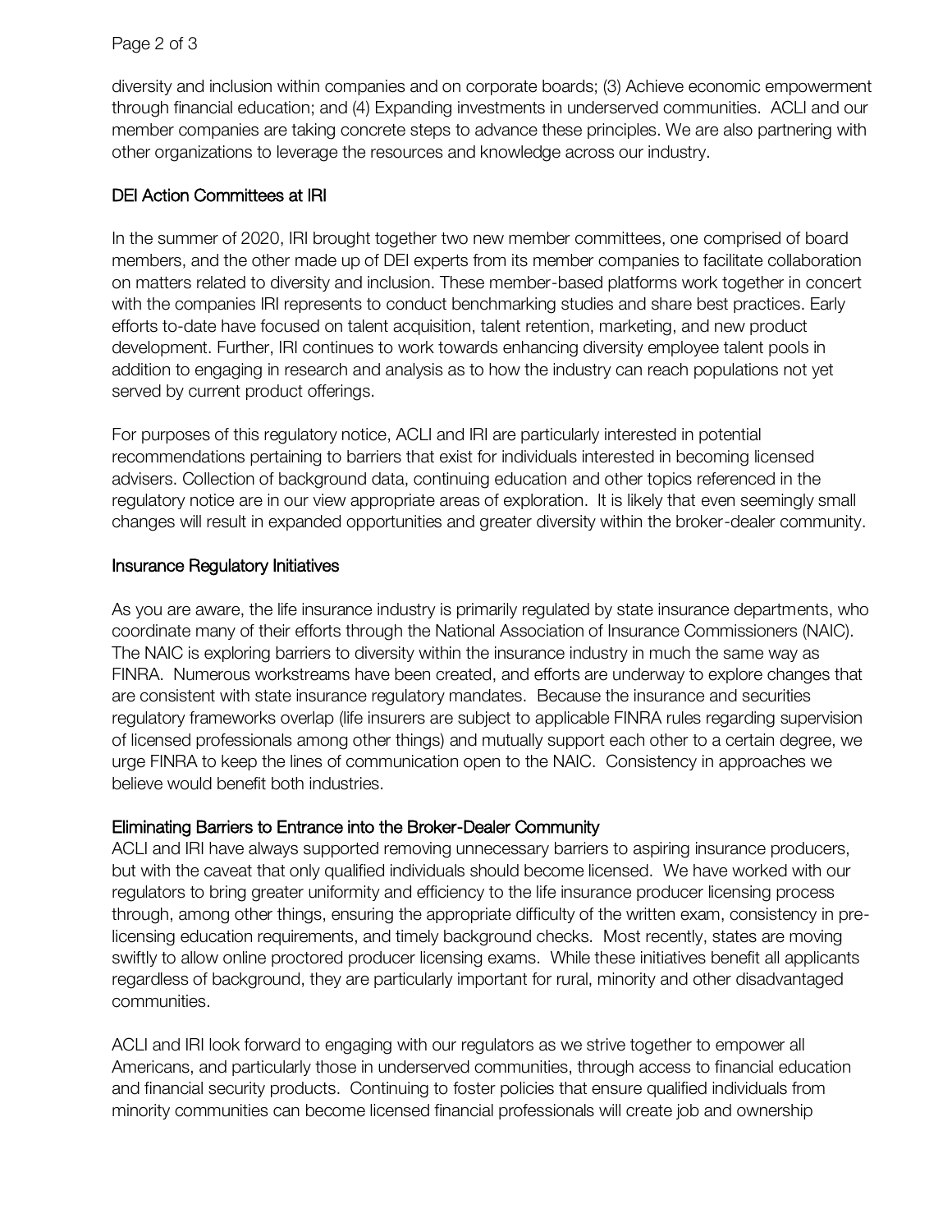diversity and inclusion within companies and on corporate boards; (3) Achieve economic empowerment through financial education; and (4) Expanding investments in underserved communities. ACLI and our member companies are taking concrete steps to advance these principles. We are also partnering with other organizations to leverage the resources and knowledge across our industry.

## DEI Action Committees at IRI

In the summer of 2020, IRI brought together two new member committees, one comprised of board members, and the other made up of DEI experts from its member companies to facilitate collaboration on matters related to diversity and inclusion. These member-based platforms work together in concert with the companies IRI represents to conduct benchmarking studies and share best practices. Early efforts to-date have focused on talent acquisition, talent retention, marketing, and new product development. Further, IRI continues to work towards enhancing diversity employee talent pools in addition to engaging in research and analysis as to how the industry can reach populations not yet served by current product offerings.

For purposes of this regulatory notice, ACLI and IRI are particularly interested in potential recommendations pertaining to barriers that exist for individuals interested in becoming licensed advisers. Collection of background data, continuing education and other topics referenced in the regulatory notice are in our view appropriate areas of exploration. It is likely that even seemingly small changes will result in expanded opportunities and greater diversity within the broker-dealer community.

## Insurance Regulatory Initiatives

As you are aware, the life insurance industry is primarily regulated by state insurance departments, who coordinate many of their efforts through the National Association of Insurance Commissioners (NAIC). The NAIC is exploring barriers to diversity within the insurance industry in much the same way as FINRA. Numerous workstreams have been created, and efforts are underway to explore changes that are consistent with state insurance regulatory mandates. Because the insurance and securities regulatory frameworks overlap (life insurers are subject to applicable FINRA rules regarding supervision of licensed professionals among other things) and mutually support each other to a certain degree, we urge FINRA to keep the lines of communication open to the NAIC. Consistency in approaches we believe would benefit both industries.

## Eliminating Barriers to Entrance into the Broker-Dealer Community

ACLI and IRI have always supported removing unnecessary barriers to aspiring insurance producers, but with the caveat that only qualified individuals should become licensed. We have worked with our regulators to bring greater uniformity and efficiency to the life insurance producer licensing process through, among other things, ensuring the appropriate difficulty of the written exam, consistency in pre-licensing education requirements, and timely background checks. Most recently, states are moving swiftly to allow online proctored producer licensing exams. While these initiatives benefit all applicants regardless of background, they are particularly important for rural, minority and other disadvantaged communities.

ACLI and IRI look forward to engaging with our regulators as we strive together to empower all Americans, and particularly those in underserved communities, through access to financial education and financial security products. Continuing to foster policies that ensure qualified individuals from minority communities can become licensed financial professionals will create job and ownership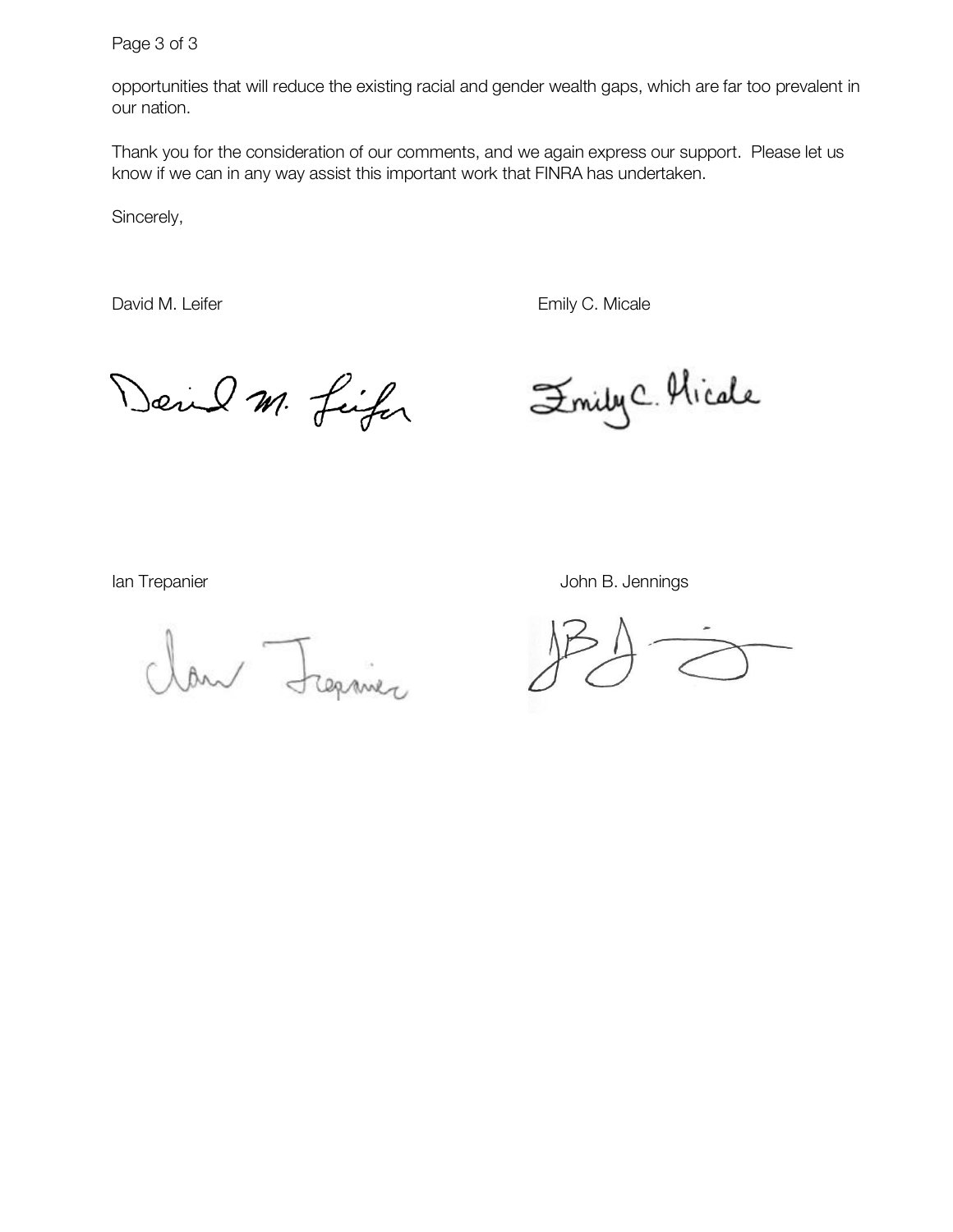opportunities that will reduce the existing racial and gender wealth gaps, which are far too prevalent in our nation.

Thank you for the consideration of our comments, and we again express our support. Please let us know if we can in any way assist this important work that FINRA has undertaken.

Sincerely,

David M. Leifer

Emily C. Micale

Ian Trepanier

John B. Jennings